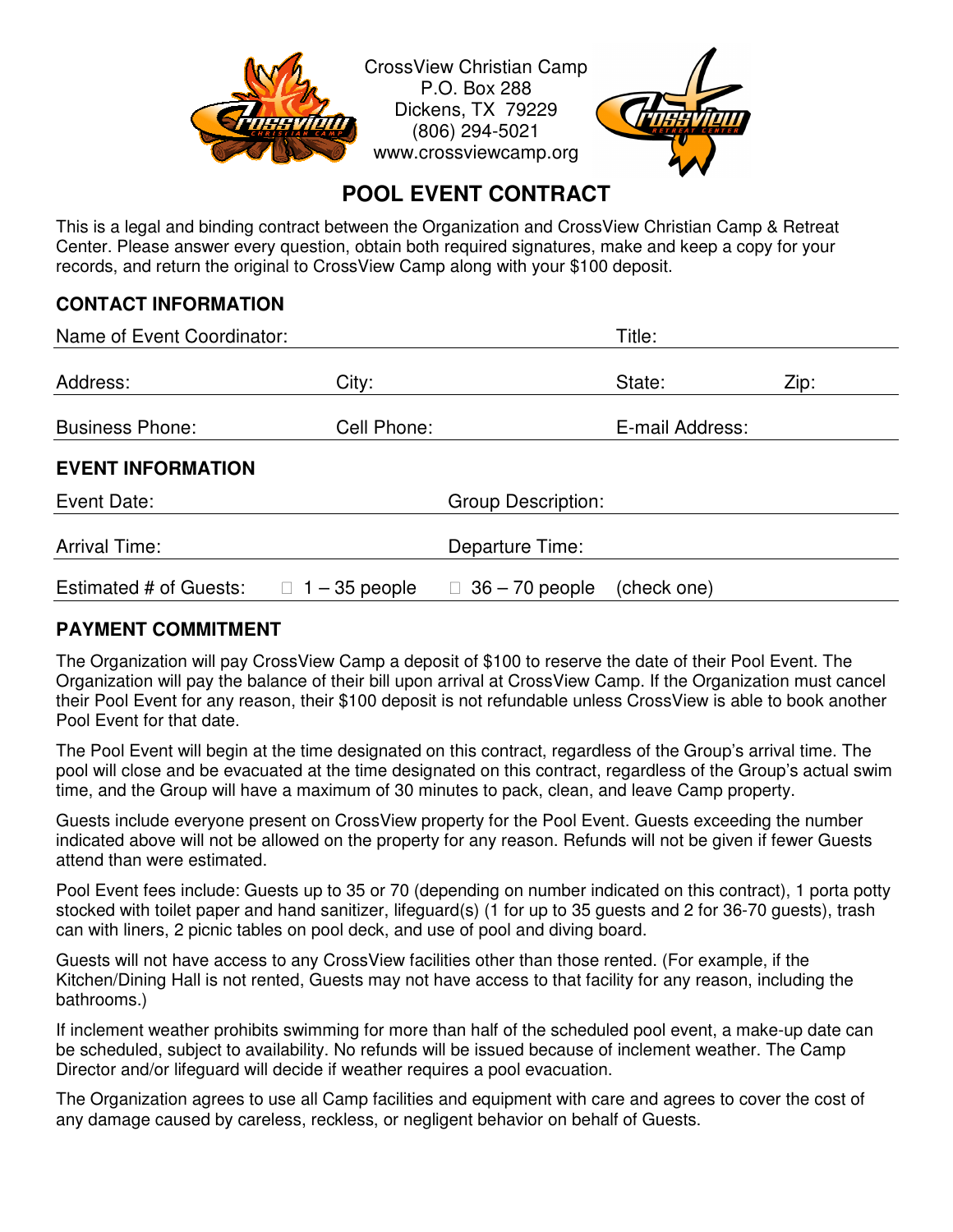CrossView Christian Camp
P.O. Box 288
Dickens, TX 79229
(806) 294-5021
www.crossviewcamp.org

# POOL EVENT CONTRACT

This is a legal and binding contract between the Organization and CrossView Christian Camp & Retreat Center. Please answer every question, obtain both required signatures, make and keep a copy for your records, and return the original to CrossView Camp along with your $100 deposit.

## CONTACT INFORMATION

Name of Event Coordinator: Title:

Address: City: State: Zip:

Business Phone: Cell Phone: E-mail Address:

## EVENT INFORMATION

Event Date: Group Description:

Arrival Time: Departure Time:

Estimated # of Guests: ☐ 1 – 35 people ☐ 36 – 70 people (check one)

## PAYMENT COMMITMENT

The Organization will pay CrossView Camp a deposit of $100 to reserve the date of their Pool Event. The Organization will pay the balance of their bill upon arrival at CrossView Camp. If the Organization must cancel their Pool Event for any reason, their $100 deposit is not refundable unless CrossView is able to book another Pool Event for that date.

The Pool Event will begin at the time designated on this contract, regardless of the Group's arrival time. The pool will close and be evacuated at the time designated on this contract, regardless of the Group's actual swim time, and the Group will have a maximum of 30 minutes to pack, clean, and leave Camp property.

Guests include everyone present on CrossView property for the Pool Event. Guests exceeding the number indicated above will not be allowed on the property for any reason. Refunds will not be given if fewer Guests attend than were estimated.

Pool Event fees include: Guests up to 35 or 70 (depending on number indicated on this contract), 1 porta potty stocked with toilet paper and hand sanitizer, lifeguard(s) (1 for up to 35 guests and 2 for 36-70 guests), trash can with liners, 2 picnic tables on pool deck, and use of pool and diving board.

Guests will not have access to any CrossView facilities other than those rented. (For example, if the Kitchen/Dining Hall is not rented, Guests may not have access to that facility for any reason, including the bathrooms.)

If inclement weather prohibits swimming for more than half of the scheduled pool event, a make-up date can be scheduled, subject to availability. No refunds will be issued because of inclement weather. The Camp Director and/or lifeguard will decide if weather requires a pool evacuation.

The Organization agrees to use all Camp facilities and equipment with care and agrees to cover the cost of any damage caused by careless, reckless, or negligent behavior on behalf of Guests.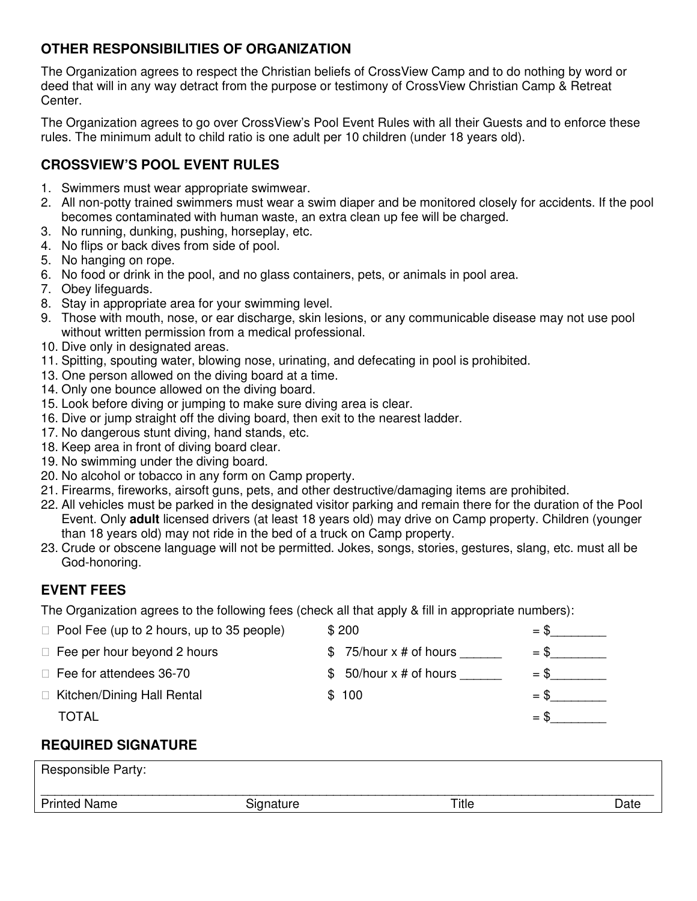## OTHER RESPONSIBILITIES OF ORGANIZATION

The Organization agrees to respect the Christian beliefs of CrossView Camp and to do nothing by word or deed that will in any way detract from the purpose or testimony of CrossView Christian Camp & Retreat Center.

The Organization agrees to go over CrossView's Pool Event Rules with all their Guests and to enforce these rules. The minimum adult to child ratio is one adult per 10 children (under 18 years old).

## CROSSVIEW'S POOL EVENT RULES

1. Swimmers must wear appropriate swimwear.
2. All non-potty trained swimmers must wear a swim diaper and be monitored closely for accidents. If the pool becomes contaminated with human waste, an extra clean up fee will be charged.
3. No running, dunking, pushing, horseplay, etc.
4. No flips or back dives from side of pool.
5. No hanging on rope.
6. No food or drink in the pool, and no glass containers, pets, or animals in pool area.
7. Obey lifeguards.
8. Stay in appropriate area for your swimming level.
9. Those with mouth, nose, or ear discharge, skin lesions, or any communicable disease may not use pool without written permission from a medical professional.
10. Dive only in designated areas.
11. Spitting, spouting water, blowing nose, urinating, and defecating in pool is prohibited.
13. One person allowed on the diving board at a time.
14. Only one bounce allowed on the diving board.
15. Look before diving or jumping to make sure diving area is clear.
16. Dive or jump straight off the diving board, then exit to the nearest ladder.
17. No dangerous stunt diving, hand stands, etc.
18. Keep area in front of diving board clear.
19. No swimming under the diving board.
20. No alcohol or tobacco in any form on Camp property.
21. Firearms, fireworks, airsoft guns, pets, and other destructive/damaging items are prohibited.
22. All vehicles must be parked in the designated visitor parking and remain there for the duration of the Pool Event. Only **adult** licensed drivers (at least 18 years old) may drive on Camp property. Children (younger than 18 years old) may not ride in the bed of a truck on Camp property.
23. Crude or obscene language will not be permitted. Jokes, songs, stories, gestures, slang, etc. must all be God-honoring.

## EVENT FEES

The Organization agrees to the following fees (check all that apply & fill in appropriate numbers):

| | | |
|---|---|---|
| ☐ Pool Fee (up to 2 hours, up to 35 people) | $ 200 | = $________ |
| ☐ Fee per hour beyond 2 hours | $ 75/hour x # of hours ______ | = $________ |
| ☐ Fee for attendees 36-70 | $ 50/hour x # of hours ______ | = $________ |
| ☐ Kitchen/Dining Hall Rental | $ 100 | = $________ |
| TOTAL | | = $________ |

## REQUIRED SIGNATURE

| Responsible Party: | | | |
|---|---|---|---|
| Printed Name | Signature | Title | Date |